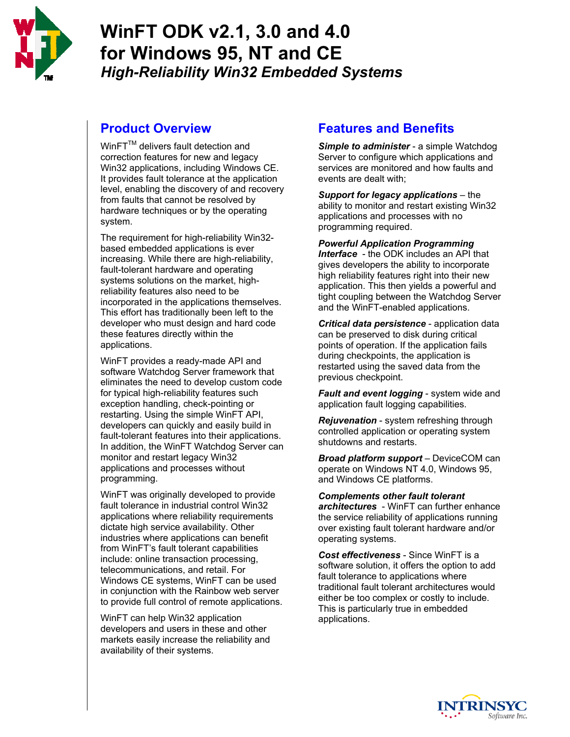# WinFT ODK v2.1, 3.0 and 4.0 for Windows 95, NT and CE

***High-Reliability Win32 Embedded Systems***

## Product Overview

WinFT™ delivers fault detection and correction features for new and legacy Win32 applications, including Windows CE. It provides fault tolerance at the application level, enabling the discovery of and recovery from faults that cannot be resolved by hardware techniques or by the operating system.

The requirement for high-reliability Win32-based embedded applications is ever increasing. While there are high-reliability, fault-tolerant hardware and operating systems solutions on the market, high-reliability features also need to be incorporated in the applications themselves. This effort has traditionally been left to the developer who must design and hard code these features directly within the applications.

WinFT provides a ready-made API and software Watchdog Server framework that eliminates the need to develop custom code for typical high-reliability features such exception handling, check-pointing or restarting. Using the simple WinFT API, developers can quickly and easily build in fault-tolerant features into their applications. In addition, the WinFT Watchdog Server can monitor and restart legacy Win32 applications and processes without programming.

WinFT was originally developed to provide fault tolerance in industrial control Win32 applications where reliability requirements dictate high service availability. Other industries where applications can benefit from WinFT's fault tolerant capabilities include: online transaction processing, telecommunications, and retail. For Windows CE systems, WinFT can be used in conjunction with the Rainbow web server to provide full control of remote applications.

WinFT can help Win32 application developers and users in these and other markets easily increase the reliability and availability of their systems.

## Features and Benefits

***Simple to administer*** - a simple Watchdog Server to configure which applications and services are monitored and how faults and events are dealt with;

***Support for legacy applications*** – the ability to monitor and restart existing Win32 applications and processes with no programming required.

***Powerful Application Programming Interface*** - the ODK includes an API that gives developers the ability to incorporate high reliability features right into their new application. This then yields a powerful and tight coupling between the Watchdog Server and the WinFT-enabled applications.

***Critical data persistence*** - application data can be preserved to disk during critical points of operation. If the application fails during checkpoints, the application is restarted using the saved data from the previous checkpoint.

***Fault and event logging*** - system wide and application fault logging capabilities.

***Rejuvenation*** - system refreshing through controlled application or operating system shutdowns and restarts.

***Broad platform support*** – DeviceCOM can operate on Windows NT 4.0, Windows 95, and Windows CE platforms.

***Complements other fault tolerant architectures*** - WinFT can further enhance the service reliability of applications running over existing fault tolerant hardware and/or operating systems.

***Cost effectiveness*** - Since WinFT is a software solution, it offers the option to add fault tolerance to applications where traditional fault tolerant architectures would either be too complex or costly to include. This is particularly true in embedded applications.

INTRINSYC Software Inc.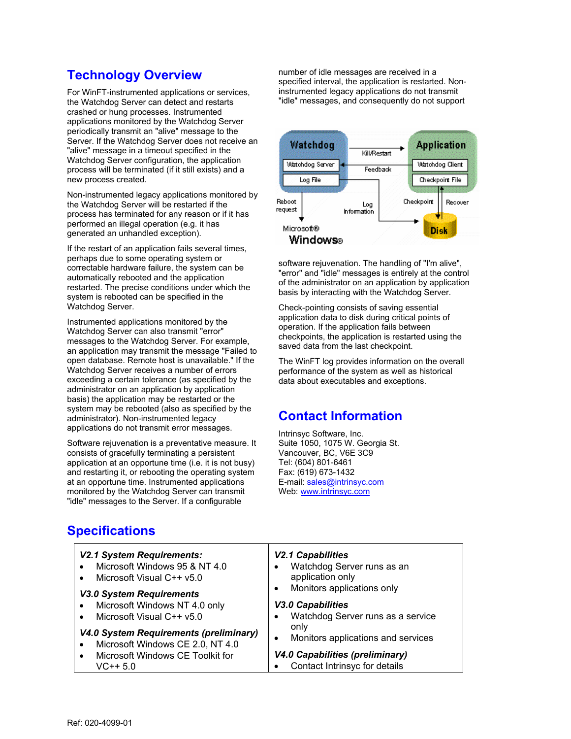## Technology Overview

For WinFT-instrumented applications or services, the Watchdog Server can detect and restarts crashed or hung processes. Instrumented applications monitored by the Watchdog Server periodically transmit an "alive" message to the Server. If the Watchdog Server does not receive an "alive" message in a timeout specified in the Watchdog Server configuration, the application process will be terminated (if it still exists) and a new process created.

Non-instrumented legacy applications monitored by the Watchdog Server will be restarted if the process has terminated for any reason or if it has performed an illegal operation (e.g. it has generated an unhandled exception).

If the restart of an application fails several times, perhaps due to some operating system or correctable hardware failure, the system can be automatically rebooted and the application restarted. The precise conditions under which the system is rebooted can be specified in the Watchdog Server.

Instrumented applications monitored by the Watchdog Server can also transmit "error" messages to the Watchdog Server. For example, an application may transmit the message "Failed to open database. Remote host is unavailable." If the Watchdog Server receives a number of errors exceeding a certain tolerance (as specified by the administrator on an application by application basis) the application may be restarted or the system may be rebooted (also as specified by the administrator). Non-instrumented legacy applications do not transmit error messages.

Software rejuvenation is a preventative measure. It consists of gracefully terminating a persistent application at an opportune time (i.e. it is not busy) and restarting it, or rebooting the operating system at an opportune time. Instrumented applications monitored by the Watchdog Server can transmit "idle" messages to the Server. If a configurable number of idle messages are received in a specified interval, the application is restarted. Non-instrumented legacy applications do not transmit "idle" messages, and consequently do not support software rejuvenation. The handling of "I'm alive", "error" and "idle" messages is entirely at the control of the administrator on an application by application basis by interacting with the Watchdog Server.

Watchdog
Watchdog Server
Log File
Kill/Restart
Feedback
Application
Watchdog Client
Checkpoint File
Reboot request
Log Information
Checkpoint
Recover
Microsoft® Windows®
Disk

Check-pointing consists of saving essential application data to disk during critical points of operation. If the application fails between checkpoints, the application is restarted using the saved data from the last checkpoint.

The WinFT log provides information on the overall performance of the system as well as historical data about executables and exceptions.

## Contact Information

Intrinsyc Software, Inc.
Suite 1050, 1075 W. Georgia St.
Vancouver, BC, V6E 3C9
Tel: (604) 801-6461
Fax: (619) 673-1432
E-mail: sales@intrinsyc.com
Web: www.intrinsyc.com

## Specifications

| | |
|---|---|
| ***V2.1 System Requirements:***<br>• Microsoft Windows 95 & NT 4.0<br>• Microsoft Visual C++ v5.0 | ***V2.1 Capabilities***<br>• Watchdog Server runs as an application only<br>• Monitors applications only |
| ***V3.0 System Requirements***<br>• Microsoft Windows NT 4.0 only<br>• Microsoft Visual C++ v5.0 | ***V3.0 Capabilities***<br>• Watchdog Server runs as a service only<br>• Monitors applications and services |
| ***V4.0 System Requirements (preliminary)***<br>• Microsoft Windows CE 2.0, NT 4.0<br>• Microsoft Windows CE Toolkit for VC++ 5.0 | ***V4.0 Capabilities (preliminary)***<br>• Contact Intrinsyc for details |

Ref: 020-4099-01